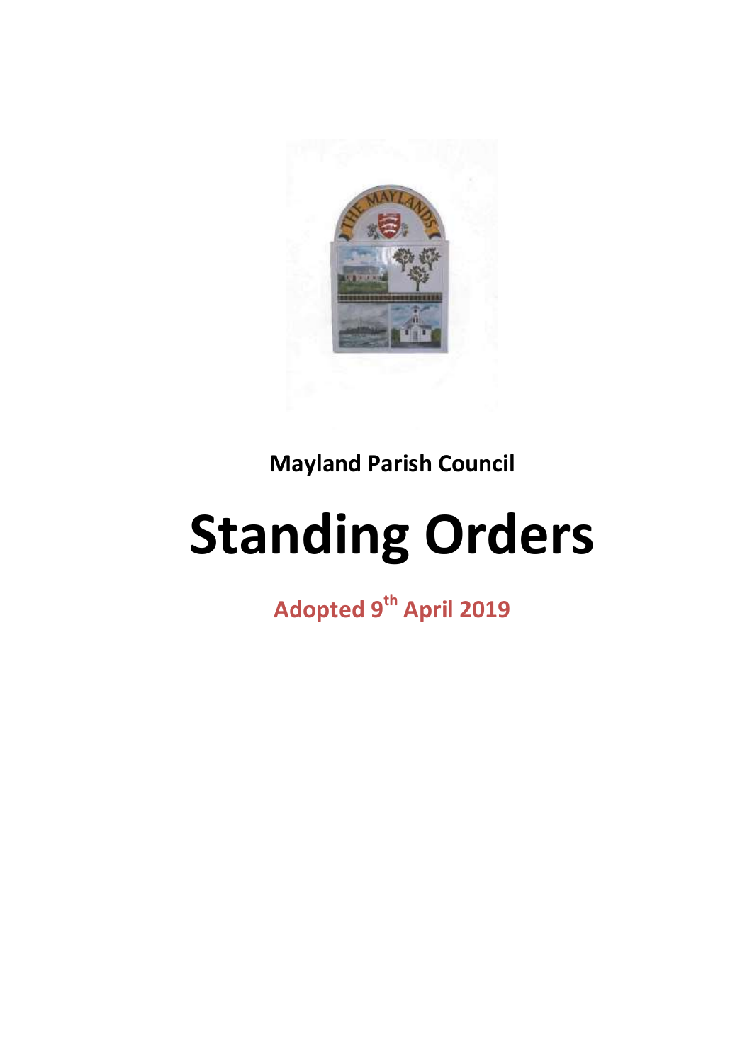**Mayland Parish Council**

# Standing Orders

**Adopted 9th April 2019**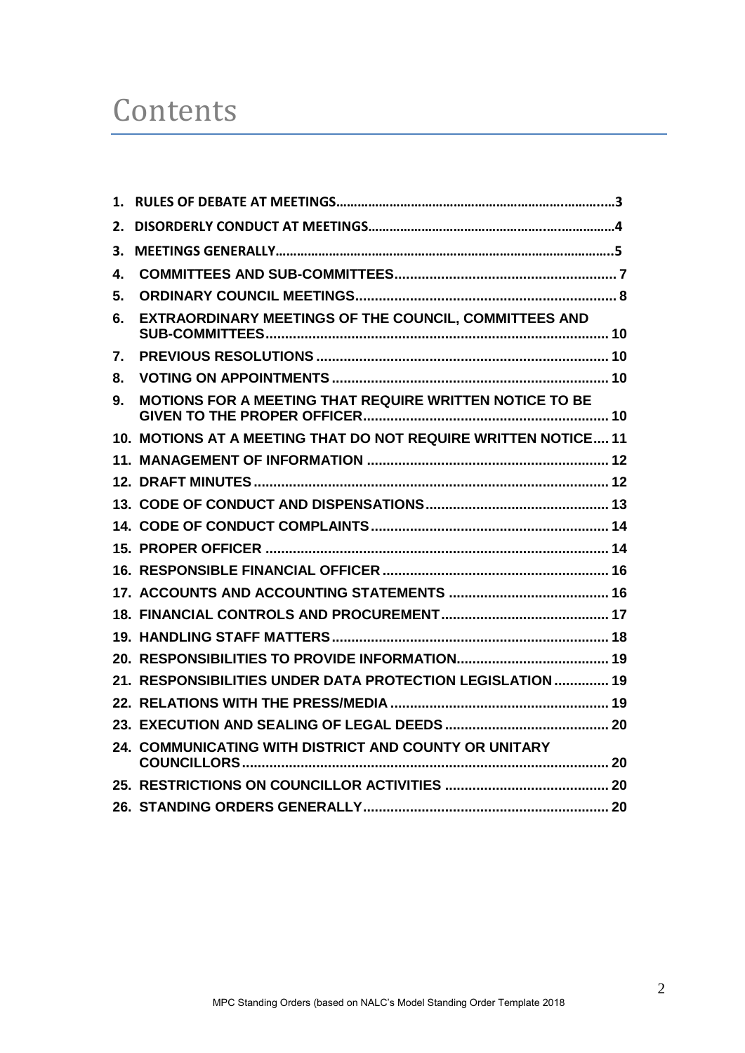# Contents

1. RULES OF DEBATE AT MEETINGS....................................................3
2. DISORDERLY CONDUCT AT MEETINGS....................................................4
3. MEETINGS GENERALLY....................................................5
4. COMMITTEES AND SUB-COMMITTEES.................................................... 7
5. ORDINARY COUNCIL MEETINGS.................................................... 8
6. EXTRAORDINARY MEETINGS OF THE COUNCIL, COMMITTEES AND SUB-COMMITTEES.................................................... 10
7. PREVIOUS RESOLUTIONS .................................................... 10
8. VOTING ON APPOINTMENTS .................................................... 10
9. MOTIONS FOR A MEETING THAT REQUIRE WRITTEN NOTICE TO BE GIVEN TO THE PROPER OFFICER.................................................... 10
10. MOTIONS AT A MEETING THAT DO NOT REQUIRE WRITTEN NOTICE.... 11
11. MANAGEMENT OF INFORMATION .................................................... 12
12. DRAFT MINUTES .................................................... 12
13. CODE OF CONDUCT AND DISPENSATIONS.................................................... 13
14. CODE OF CONDUCT COMPLAINTS.................................................... 14
15. PROPER OFFICER .................................................... 14
16. RESPONSIBLE FINANCIAL OFFICER .................................................... 16
17. ACCOUNTS AND ACCOUNTING STATEMENTS .................................................... 16
18. FINANCIAL CONTROLS AND PROCUREMENT.................................................... 17
19. HANDLING STAFF MATTERS.................................................... 18
20. RESPONSIBILITIES TO PROVIDE INFORMATION.................................................... 19
21. RESPONSIBILITIES UNDER DATA PROTECTION LEGISLATION .............. 19
22. RELATIONS WITH THE PRESS/MEDIA .................................................... 19
23. EXECUTION AND SEALING OF LEGAL DEEDS .................................................... 20
24. COMMUNICATING WITH DISTRICT AND COUNTY OR UNITARY COUNCILLORS.................................................... 20
25. RESTRICTIONS ON COUNCILLOR ACTIVITIES .................................................... 20
26. STANDING ORDERS GENERALLY.................................................... 20

MPC Standing Orders (based on NALC's Model Standing Order Template 2018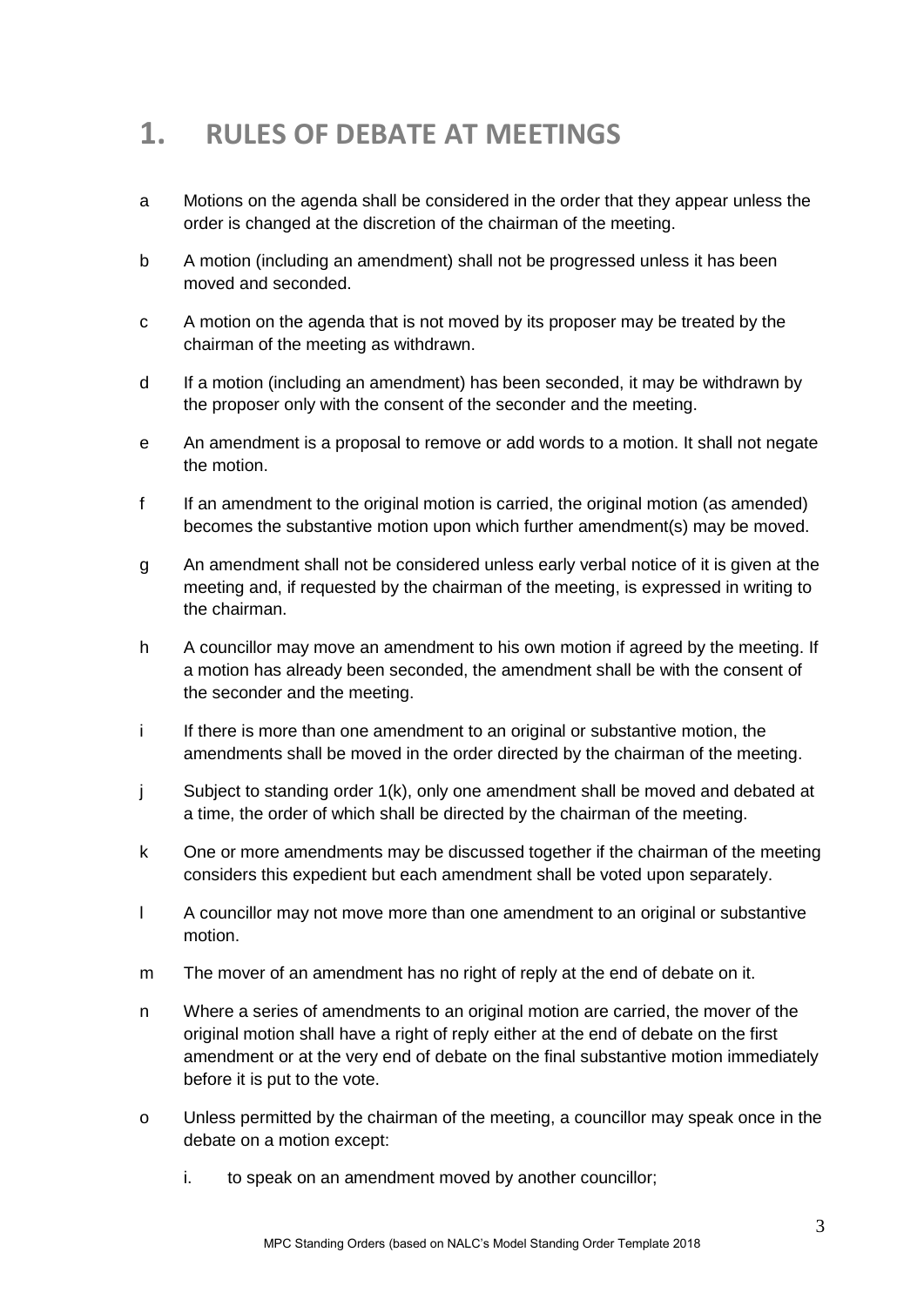# 1. RULES OF DEBATE AT MEETINGS

a Motions on the agenda shall be considered in the order that they appear unless the order is changed at the discretion of the chairman of the meeting.

b A motion (including an amendment) shall not be progressed unless it has been moved and seconded.

c A motion on the agenda that is not moved by its proposer may be treated by the chairman of the meeting as withdrawn.

d If a motion (including an amendment) has been seconded, it may be withdrawn by the proposer only with the consent of the seconder and the meeting.

e An amendment is a proposal to remove or add words to a motion. It shall not negate the motion.

f If an amendment to the original motion is carried, the original motion (as amended) becomes the substantive motion upon which further amendment(s) may be moved.

g An amendment shall not be considered unless early verbal notice of it is given at the meeting and, if requested by the chairman of the meeting, is expressed in writing to the chairman.

h A councillor may move an amendment to his own motion if agreed by the meeting. If a motion has already been seconded, the amendment shall be with the consent of the seconder and the meeting.

i If there is more than one amendment to an original or substantive motion, the amendments shall be moved in the order directed by the chairman of the meeting.

j Subject to standing order 1(k), only one amendment shall be moved and debated at a time, the order of which shall be directed by the chairman of the meeting.

k One or more amendments may be discussed together if the chairman of the meeting considers this expedient but each amendment shall be voted upon separately.

l A councillor may not move more than one amendment to an original or substantive motion.

m The mover of an amendment has no right of reply at the end of debate on it.

n Where a series of amendments to an original motion are carried, the mover of the original motion shall have a right of reply either at the end of debate on the first amendment or at the very end of debate on the final substantive motion immediately before it is put to the vote.

o Unless permitted by the chairman of the meeting, a councillor may speak once in the debate on a motion except:

   i. to speak on an amendment moved by another councillor;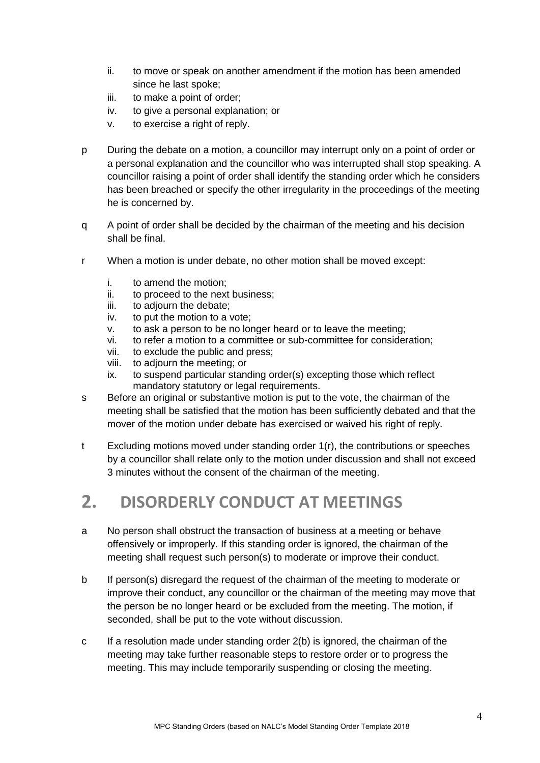ii. to move or speak on another amendment if the motion has been amended since he last spoke;
iii. to make a point of order;
iv. to give a personal explanation; or
v. to exercise a right of reply.

p During the debate on a motion, a councillor may interrupt only on a point of order or a personal explanation and the councillor who was interrupted shall stop speaking. A councillor raising a point of order shall identify the standing order which he considers has been breached or specify the other irregularity in the proceedings of the meeting he is concerned by.

q A point of order shall be decided by the chairman of the meeting and his decision shall be final.

r When a motion is under debate, no other motion shall be moved except:

i. to amend the motion;
ii. to proceed to the next business;
iii. to adjourn the debate;
iv. to put the motion to a vote;
v. to ask a person to be no longer heard or to leave the meeting;
vi. to refer a motion to a committee or sub-committee for consideration;
vii. to exclude the public and press;
viii. to adjourn the meeting; or
ix. to suspend particular standing order(s) excepting those which reflect mandatory statutory or legal requirements.

s Before an original or substantive motion is put to the vote, the chairman of the meeting shall be satisfied that the motion has been sufficiently debated and that the mover of the motion under debate has exercised or waived his right of reply.

t Excluding motions moved under standing order 1(r), the contributions or speeches by a councillor shall relate only to the motion under discussion and shall not exceed 3 minutes without the consent of the chairman of the meeting.

# 2. DISORDERLY CONDUCT AT MEETINGS

a No person shall obstruct the transaction of business at a meeting or behave offensively or improperly. If this standing order is ignored, the chairman of the meeting shall request such person(s) to moderate or improve their conduct.

b If person(s) disregard the request of the chairman of the meeting to moderate or improve their conduct, any councillor or the chairman of the meeting may move that the person be no longer heard or be excluded from the meeting. The motion, if seconded, shall be put to the vote without discussion.

c If a resolution made under standing order 2(b) is ignored, the chairman of the meeting may take further reasonable steps to restore order or to progress the meeting. This may include temporarily suspending or closing the meeting.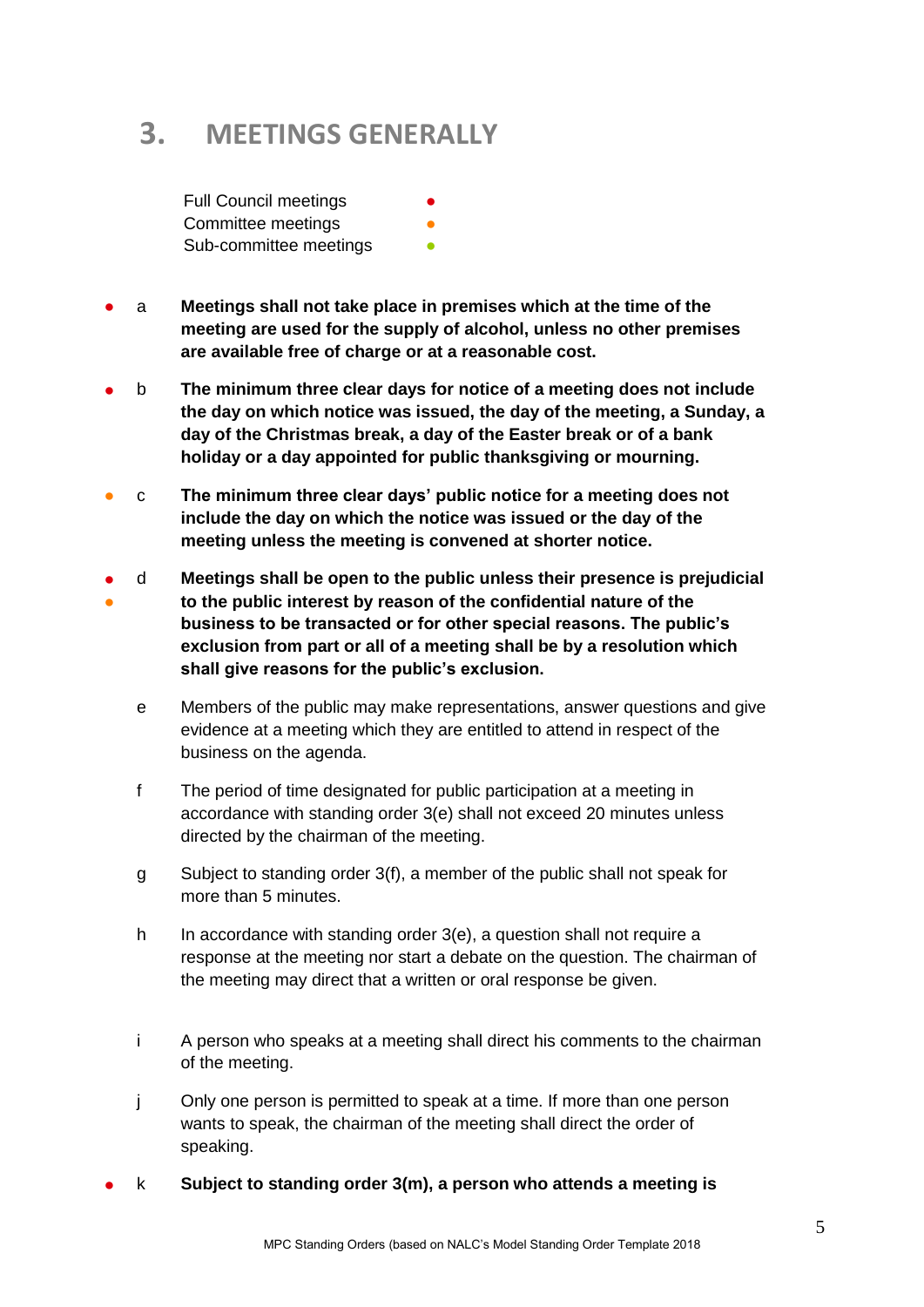## 3. MEETINGS GENERALLY

Full Council meetings ●
Committee meetings ●
Sub-committee meetings ●

● a **Meetings shall not take place in premises which at the time of the meeting are used for the supply of alcohol, unless no other premises are available free of charge or at a reasonable cost.**

● b **The minimum three clear days for notice of a meeting does not include the day on which notice was issued, the day of the meeting, a Sunday, a day of the Christmas break, a day of the Easter break or of a bank holiday or a day appointed for public thanksgiving or mourning.**

● c **The minimum three clear days' public notice for a meeting does not include the day on which the notice was issued or the day of the meeting unless the meeting is convened at shorter notice.**

● ● d **Meetings shall be open to the public unless their presence is prejudicial to the public interest by reason of the confidential nature of the business to be transacted or for other special reasons. The public's exclusion from part or all of a meeting shall be by a resolution which shall give reasons for the public's exclusion.**

e Members of the public may make representations, answer questions and give evidence at a meeting which they are entitled to attend in respect of the business on the agenda.

f The period of time designated for public participation at a meeting in accordance with standing order 3(e) shall not exceed 20 minutes unless directed by the chairman of the meeting.

g Subject to standing order 3(f), a member of the public shall not speak for more than 5 minutes.

h In accordance with standing order 3(e), a question shall not require a response at the meeting nor start a debate on the question. The chairman of the meeting may direct that a written or oral response be given.

i A person who speaks at a meeting shall direct his comments to the chairman of the meeting.

j Only one person is permitted to speak at a time. If more than one person wants to speak, the chairman of the meeting shall direct the order of speaking.

● k **Subject to standing order 3(m), a person who attends a meeting is**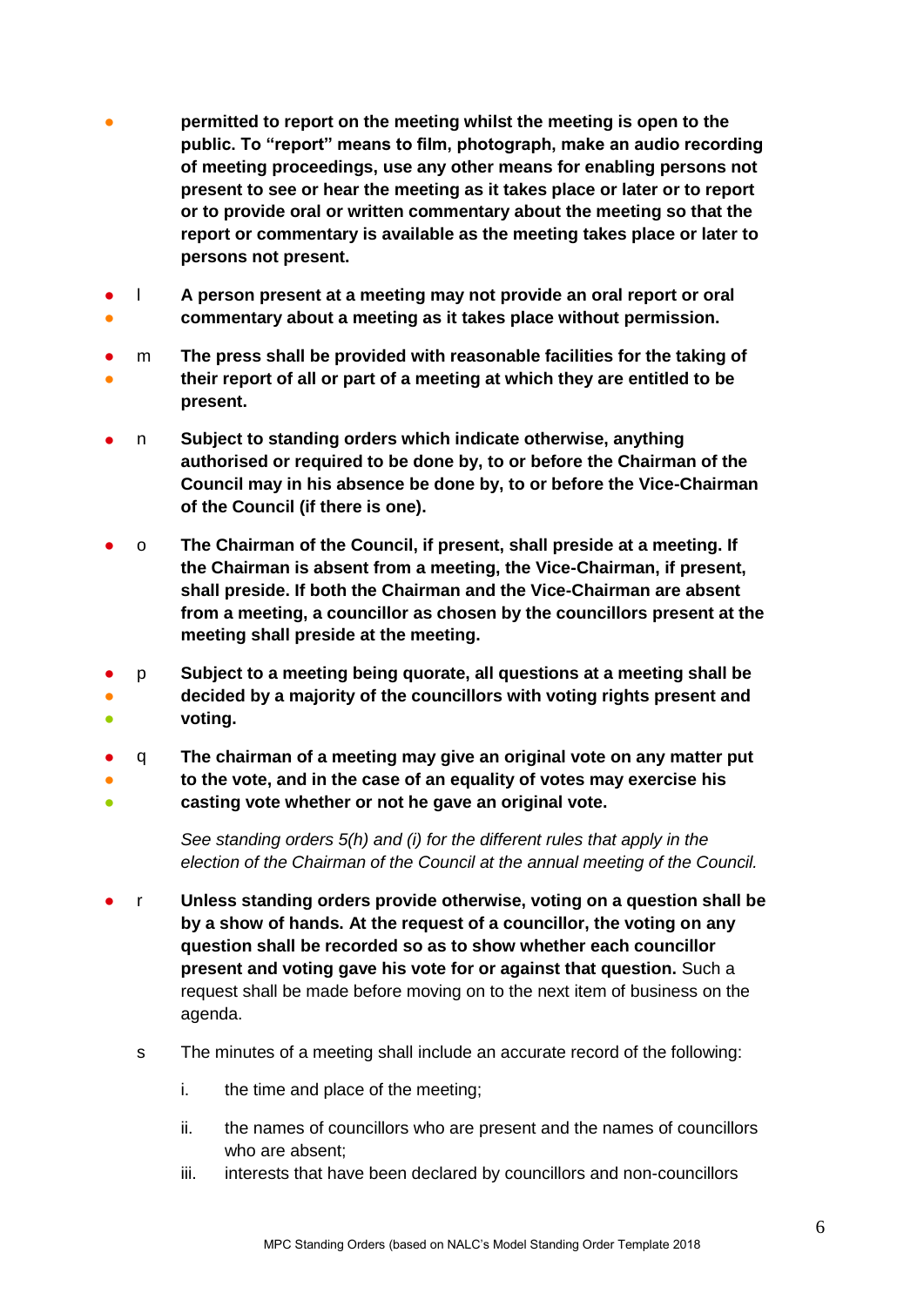- **permitted to report on the meeting whilst the meeting is open to the public. To "report" means to film, photograph, make an audio recording of meeting proceedings, use any other means for enabling persons not present to see or hear the meeting as it takes place or later or to report or to provide oral or written commentary about the meeting so that the report or commentary is available as the meeting takes place or later to persons not present.**

l **A person present at a meeting may not provide an oral report or oral commentary about a meeting as it takes place without permission.**

m **The press shall be provided with reasonable facilities for the taking of their report of all or part of a meeting at which they are entitled to be present.**

n **Subject to standing orders which indicate otherwise, anything authorised or required to be done by, to or before the Chairman of the Council may in his absence be done by, to or before the Vice-Chairman of the Council (if there is one).**

o **The Chairman of the Council, if present, shall preside at a meeting. If the Chairman is absent from a meeting, the Vice-Chairman, if present, shall preside. If both the Chairman and the Vice-Chairman are absent from a meeting, a councillor as chosen by the councillors present at the meeting shall preside at the meeting.**

p **Subject to a meeting being quorate, all questions at a meeting shall be decided by a majority of the councillors with voting rights present and voting.**

q **The chairman of a meeting may give an original vote on any matter put to the vote, and in the case of an equality of votes may exercise his casting vote whether or not he gave an original vote.**

*See standing orders 5(h) and (i) for the different rules that apply in the election of the Chairman of the Council at the annual meeting of the Council.*

r **Unless standing orders provide otherwise, voting on a question shall be by a show of hands. At the request of a councillor, the voting on any question shall be recorded so as to show whether each councillor present and voting gave his vote for or against that question.** Such a request shall be made before moving on to the next item of business on the agenda.

s The minutes of a meeting shall include an accurate record of the following:

i. the time and place of the meeting;

ii. the names of councillors who are present and the names of councillors who are absent;

iii. interests that have been declared by councillors and non-councillors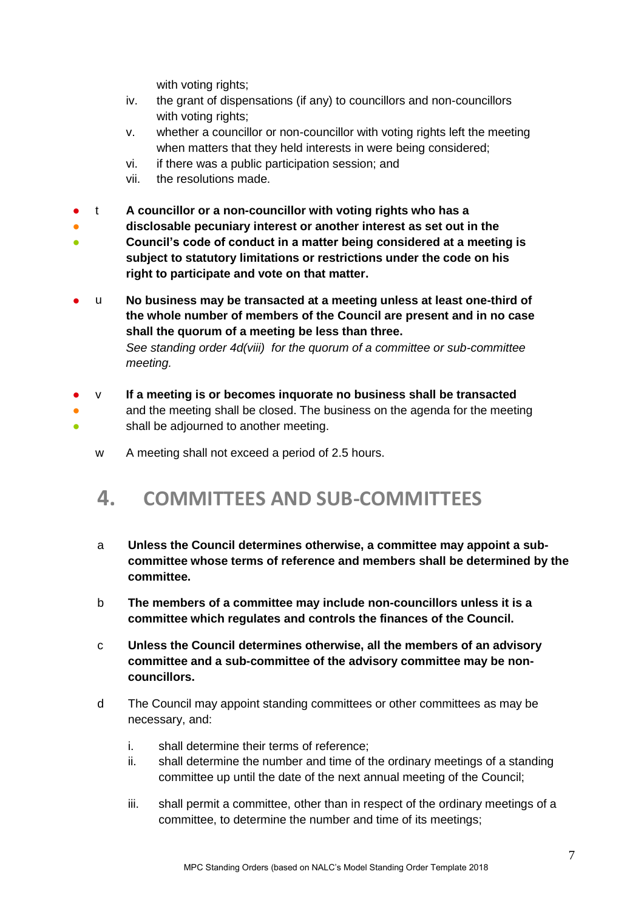with voting rights;

iv. the grant of dispensations (if any) to councillors and non-councillors with voting rights;

v. whether a councillor or non-councillor with voting rights left the meeting when matters that they held interests in were being considered;

vi. if there was a public participation session; and

vii. the resolutions made.

● ● ● t **A councillor or a non-councillor with voting rights who has a disclosable pecuniary interest or another interest as set out in the Council's code of conduct in a matter being considered at a meeting is subject to statutory limitations or restrictions under the code on his right to participate and vote on that matter.**

● u **No business may be transacted at a meeting unless at least one-third of the whole number of members of the Council are present and in no case shall the quorum of a meeting be less than three.**
*See standing order 4d(viii) for the quorum of a committee or sub-committee meeting.*

● ● ● v **If a meeting is or becomes inquorate no business shall be transacted** and the meeting shall be closed. The business on the agenda for the meeting shall be adjourned to another meeting.

w A meeting shall not exceed a period of 2.5 hours.

## 4. COMMITTEES AND SUB-COMMITTEES

a **Unless the Council determines otherwise, a committee may appoint a sub-committee whose terms of reference and members shall be determined by the committee.**

b **The members of a committee may include non-councillors unless it is a committee which regulates and controls the finances of the Council.**

c **Unless the Council determines otherwise, all the members of an advisory committee and a sub-committee of the advisory committee may be non-councillors.**

d The Council may appoint standing committees or other committees as may be necessary, and:

i. shall determine their terms of reference;

ii. shall determine the number and time of the ordinary meetings of a standing committee up until the date of the next annual meeting of the Council;

iii. shall permit a committee, other than in respect of the ordinary meetings of a committee, to determine the number and time of its meetings;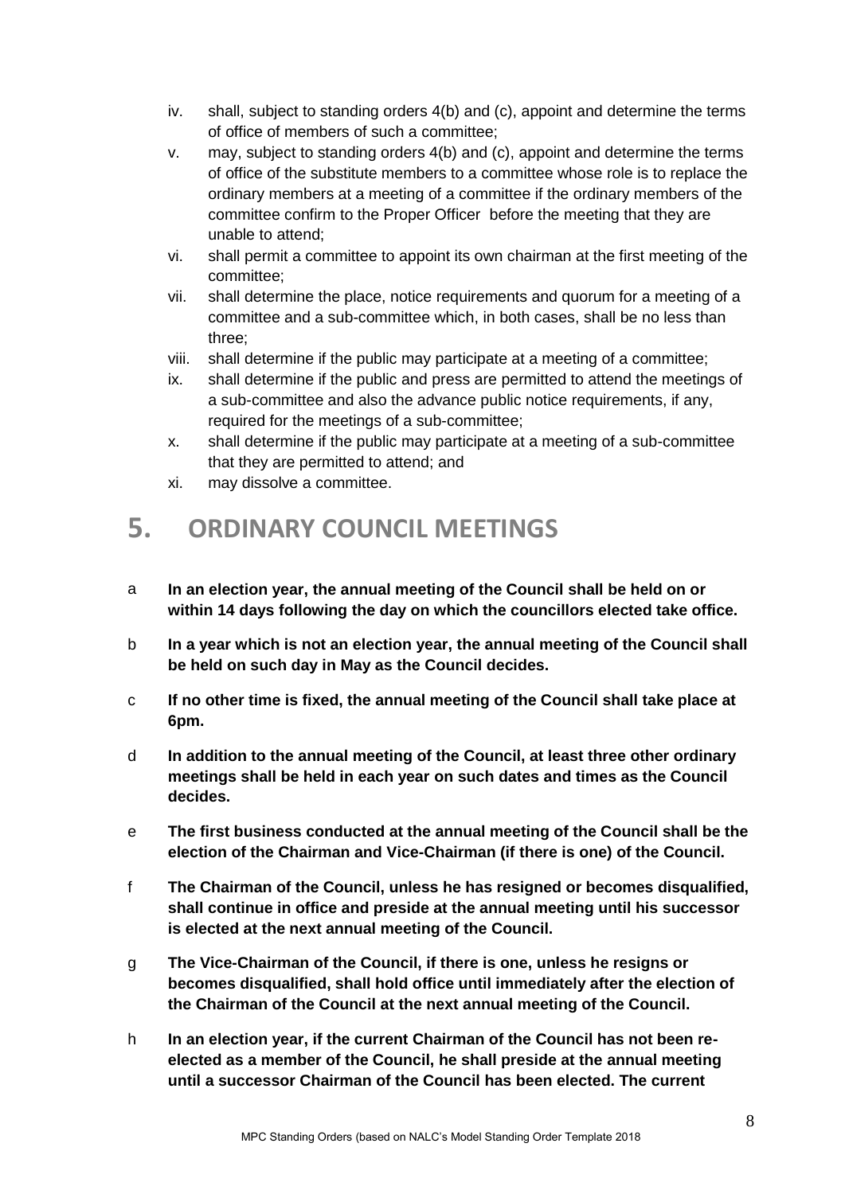iv. shall, subject to standing orders 4(b) and (c), appoint and determine the terms of office of members of such a committee;
v. may, subject to standing orders 4(b) and (c), appoint and determine the terms of office of the substitute members to a committee whose role is to replace the ordinary members at a meeting of a committee if the ordinary members of the committee confirm to the Proper Officer before the meeting that they are unable to attend;
vi. shall permit a committee to appoint its own chairman at the first meeting of the committee;
vii. shall determine the place, notice requirements and quorum for a meeting of a committee and a sub-committee which, in both cases, shall be no less than three;
viii. shall determine if the public may participate at a meeting of a committee;
ix. shall determine if the public and press are permitted to attend the meetings of a sub-committee and also the advance public notice requirements, if any, required for the meetings of a sub-committee;
x. shall determine if the public may participate at a meeting of a sub-committee that they are permitted to attend; and
xi. may dissolve a committee.

## 5. ORDINARY COUNCIL MEETINGS

a **In an election year, the annual meeting of the Council shall be held on or within 14 days following the day on which the councillors elected take office.**

b **In a year which is not an election year, the annual meeting of the Council shall be held on such day in May as the Council decides.**

c **If no other time is fixed, the annual meeting of the Council shall take place at 6pm.**

d **In addition to the annual meeting of the Council, at least three other ordinary meetings shall be held in each year on such dates and times as the Council decides.**

e **The first business conducted at the annual meeting of the Council shall be the election of the Chairman and Vice-Chairman (if there is one) of the Council.**

f **The Chairman of the Council, unless he has resigned or becomes disqualified, shall continue in office and preside at the annual meeting until his successor is elected at the next annual meeting of the Council.**

g **The Vice-Chairman of the Council, if there is one, unless he resigns or becomes disqualified, shall hold office until immediately after the election of the Chairman of the Council at the next annual meeting of the Council.**

h **In an election year, if the current Chairman of the Council has not been re-elected as a member of the Council, he shall preside at the annual meeting until a successor Chairman of the Council has been elected. The current**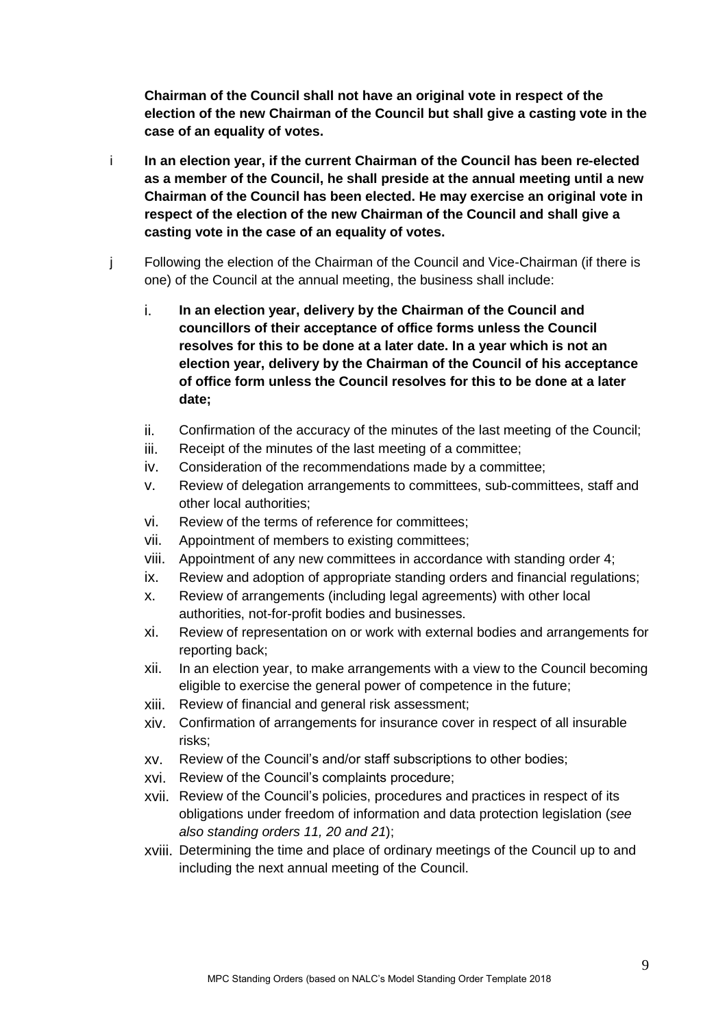**Chairman of the Council shall not have an original vote in respect of the election of the new Chairman of the Council but shall give a casting vote in the case of an equality of votes.**

i **In an election year, if the current Chairman of the Council has been re-elected as a member of the Council, he shall preside at the annual meeting until a new Chairman of the Council has been elected. He may exercise an original vote in respect of the election of the new Chairman of the Council and shall give a casting vote in the case of an equality of votes.**

j Following the election of the Chairman of the Council and Vice-Chairman (if there is one) of the Council at the annual meeting, the business shall include:

i. **In an election year, delivery by the Chairman of the Council and councillors of their acceptance of office forms unless the Council resolves for this to be done at a later date. In a year which is not an election year, delivery by the Chairman of the Council of his acceptance of office form unless the Council resolves for this to be done at a later date;**
ii. Confirmation of the accuracy of the minutes of the last meeting of the Council;
iii. Receipt of the minutes of the last meeting of a committee;
iv. Consideration of the recommendations made by a committee;
v. Review of delegation arrangements to committees, sub-committees, staff and other local authorities;
vi. Review of the terms of reference for committees;
vii. Appointment of members to existing committees;
viii. Appointment of any new committees in accordance with standing order 4;
ix. Review and adoption of appropriate standing orders and financial regulations;
x. Review of arrangements (including legal agreements) with other local authorities, not-for-profit bodies and businesses.
xi. Review of representation on or work with external bodies and arrangements for reporting back;
xii. In an election year, to make arrangements with a view to the Council becoming eligible to exercise the general power of competence in the future;
xiii. Review of financial and general risk assessment;
xiv. Confirmation of arrangements for insurance cover in respect of all insurable risks;
xv. Review of the Council's and/or staff subscriptions to other bodies;
xvi. Review of the Council's complaints procedure;
xvii. Review of the Council's policies, procedures and practices in respect of its obligations under freedom of information and data protection legislation (*see also standing orders 11, 20 and 21*);
xviii. Determining the time and place of ordinary meetings of the Council up to and including the next annual meeting of the Council.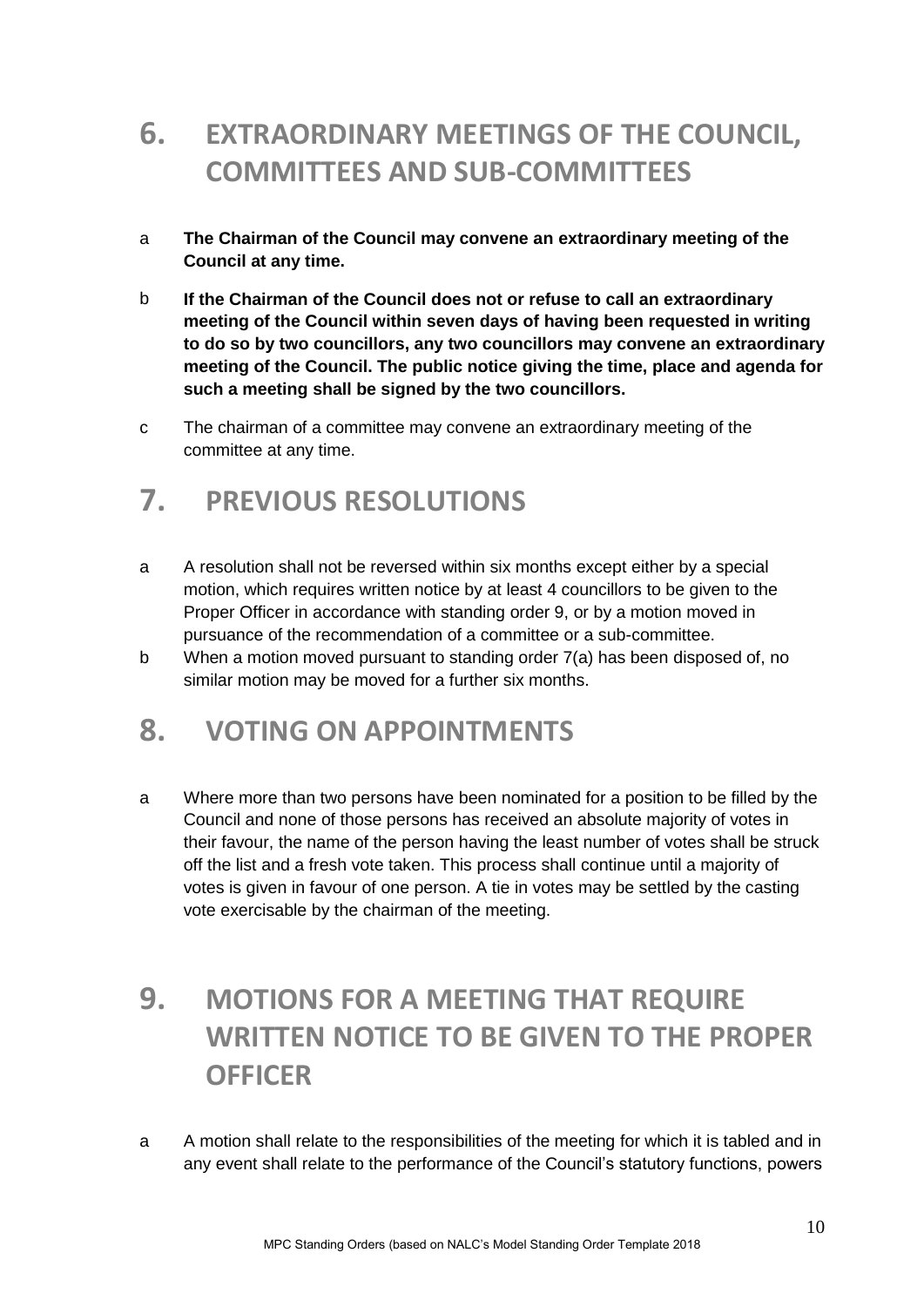## 6. EXTRAORDINARY MEETINGS OF THE COUNCIL, COMMITTEES AND SUB-COMMITTEES

a **The Chairman of the Council may convene an extraordinary meeting of the Council at any time.**

b **If the Chairman of the Council does not or refuse to call an extraordinary meeting of the Council within seven days of having been requested in writing to do so by two councillors, any two councillors may convene an extraordinary meeting of the Council. The public notice giving the time, place and agenda for such a meeting shall be signed by the two councillors.**

c The chairman of a committee may convene an extraordinary meeting of the committee at any time.

## 7. PREVIOUS RESOLUTIONS

a A resolution shall not be reversed within six months except either by a special motion, which requires written notice by at least 4 councillors to be given to the Proper Officer in accordance with standing order 9, or by a motion moved in pursuance of the recommendation of a committee or a sub-committee.

b When a motion moved pursuant to standing order 7(a) has been disposed of, no similar motion may be moved for a further six months.

## 8. VOTING ON APPOINTMENTS

a Where more than two persons have been nominated for a position to be filled by the Council and none of those persons has received an absolute majority of votes in their favour, the name of the person having the least number of votes shall be struck off the list and a fresh vote taken. This process shall continue until a majority of votes is given in favour of one person. A tie in votes may be settled by the casting vote exercisable by the chairman of the meeting.

## 9. MOTIONS FOR A MEETING THAT REQUIRE WRITTEN NOTICE TO BE GIVEN TO THE PROPER OFFICER

a A motion shall relate to the responsibilities of the meeting for which it is tabled and in any event shall relate to the performance of the Council's statutory functions, powers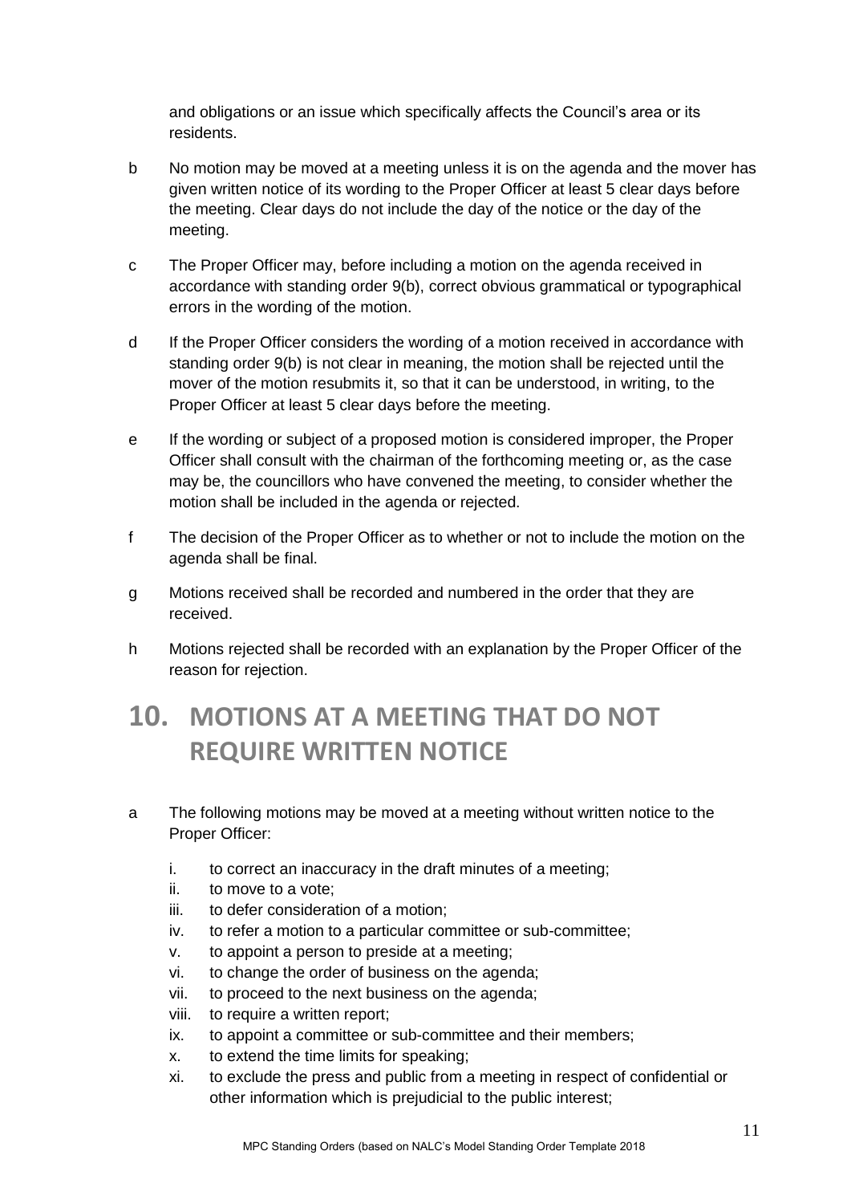and obligations or an issue which specifically affects the Council's area or its residents.

b No motion may be moved at a meeting unless it is on the agenda and the mover has given written notice of its wording to the Proper Officer at least 5 clear days before the meeting. Clear days do not include the day of the notice or the day of the meeting.

c The Proper Officer may, before including a motion on the agenda received in accordance with standing order 9(b), correct obvious grammatical or typographical errors in the wording of the motion.

d If the Proper Officer considers the wording of a motion received in accordance with standing order 9(b) is not clear in meaning, the motion shall be rejected until the mover of the motion resubmits it, so that it can be understood, in writing, to the Proper Officer at least 5 clear days before the meeting.

e If the wording or subject of a proposed motion is considered improper, the Proper Officer shall consult with the chairman of the forthcoming meeting or, as the case may be, the councillors who have convened the meeting, to consider whether the motion shall be included in the agenda or rejected.

f The decision of the Proper Officer as to whether or not to include the motion on the agenda shall be final.

g Motions received shall be recorded and numbered in the order that they are received.

h Motions rejected shall be recorded with an explanation by the Proper Officer of the reason for rejection.

# 10. MOTIONS AT A MEETING THAT DO NOT REQUIRE WRITTEN NOTICE

a The following motions may be moved at a meeting without written notice to the Proper Officer:

i. to correct an inaccuracy in the draft minutes of a meeting;
ii. to move to a vote;
iii. to defer consideration of a motion;
iv. to refer a motion to a particular committee or sub-committee;
v. to appoint a person to preside at a meeting;
vi. to change the order of business on the agenda;
vii. to proceed to the next business on the agenda;
viii. to require a written report;
ix. to appoint a committee or sub-committee and their members;
x. to extend the time limits for speaking;
xi. to exclude the press and public from a meeting in respect of confidential or other information which is prejudicial to the public interest;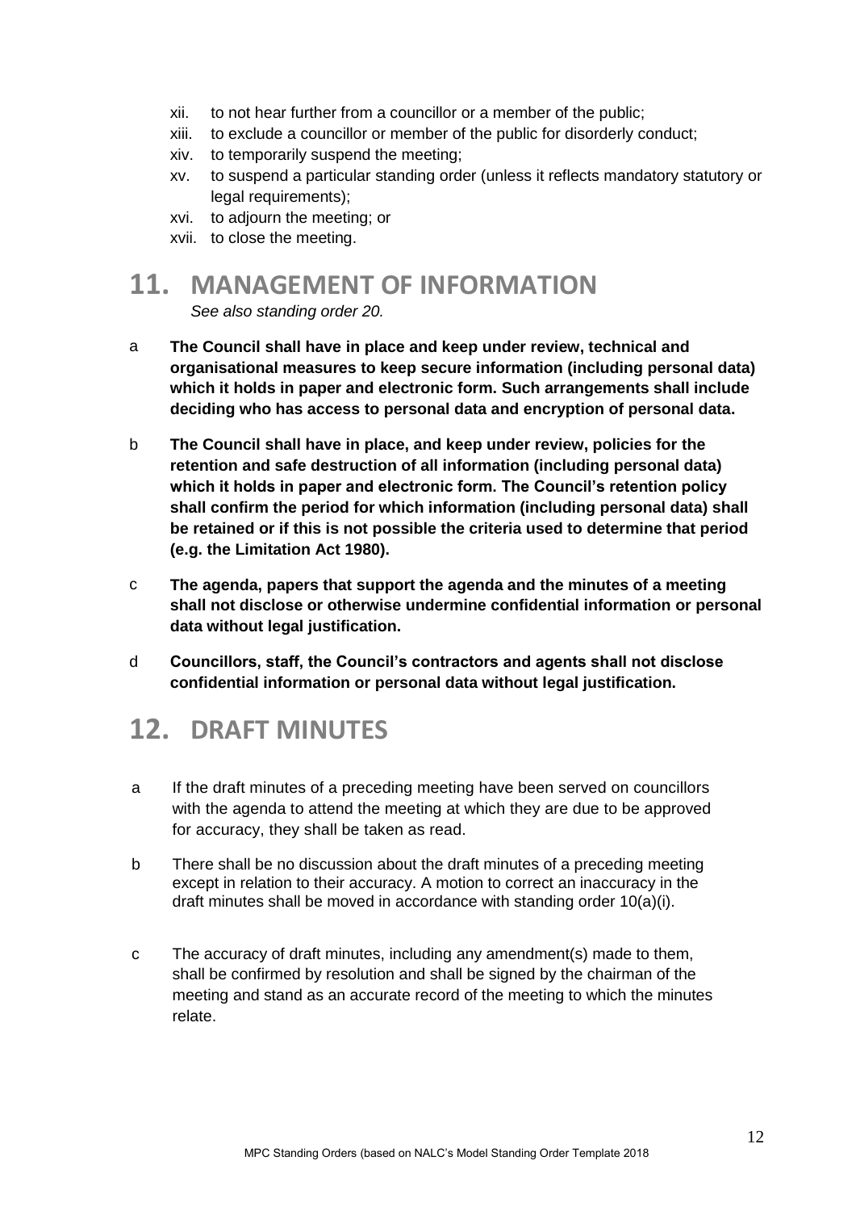xii. to not hear further from a councillor or a member of the public;
xiii. to exclude a councillor or member of the public for disorderly conduct;
xiv. to temporarily suspend the meeting;
xv. to suspend a particular standing order (unless it reflects mandatory statutory or legal requirements);
xvi. to adjourn the meeting; or
xvii. to close the meeting.

# 11. MANAGEMENT OF INFORMATION

*See also standing order 20.*

a **The Council shall have in place and keep under review, technical and organisational measures to keep secure information (including personal data) which it holds in paper and electronic form. Such arrangements shall include deciding who has access to personal data and encryption of personal data.**

b **The Council shall have in place, and keep under review, policies for the retention and safe destruction of all information (including personal data) which it holds in paper and electronic form. The Council's retention policy shall confirm the period for which information (including personal data) shall be retained or if this is not possible the criteria used to determine that period (e.g. the Limitation Act 1980).**

c **The agenda, papers that support the agenda and the minutes of a meeting shall not disclose or otherwise undermine confidential information or personal data without legal justification.**

d **Councillors, staff, the Council's contractors and agents shall not disclose confidential information or personal data without legal justification.**

# 12. DRAFT MINUTES

a If the draft minutes of a preceding meeting have been served on councillors with the agenda to attend the meeting at which they are due to be approved for accuracy, they shall be taken as read.

b There shall be no discussion about the draft minutes of a preceding meeting except in relation to their accuracy. A motion to correct an inaccuracy in the draft minutes shall be moved in accordance with standing order 10(a)(i).

c The accuracy of draft minutes, including any amendment(s) made to them, shall be confirmed by resolution and shall be signed by the chairman of the meeting and stand as an accurate record of the meeting to which the minutes relate.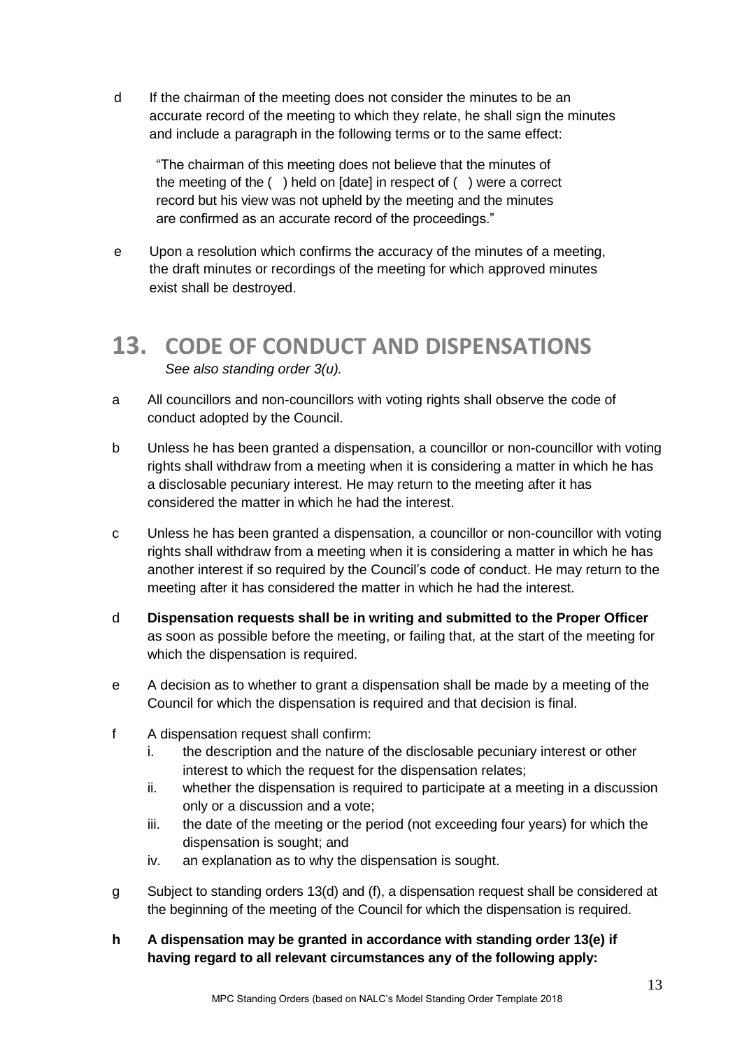d If the chairman of the meeting does not consider the minutes to be an accurate record of the meeting to which they relate, he shall sign the minutes and include a paragraph in the following terms or to the same effect:

> "The chairman of this meeting does not believe that the minutes of the meeting of the ( ) held on [date] in respect of ( ) were a correct record but his view was not upheld by the meeting and the minutes are confirmed as an accurate record of the proceedings."

e Upon a resolution which confirms the accuracy of the minutes of a meeting, the draft minutes or recordings of the meeting for which approved minutes exist shall be destroyed.

## 13. CODE OF CONDUCT AND DISPENSATIONS

*See also standing order 3(u).*

a All councillors and non-councillors with voting rights shall observe the code of conduct adopted by the Council.

b Unless he has been granted a dispensation, a councillor or non-councillor with voting rights shall withdraw from a meeting when it is considering a matter in which he has a disclosable pecuniary interest. He may return to the meeting after it has considered the matter in which he had the interest.

c Unless he has been granted a dispensation, a councillor or non-councillor with voting rights shall withdraw from a meeting when it is considering a matter in which he has another interest if so required by the Council's code of conduct. He may return to the meeting after it has considered the matter in which he had the interest.

d **Dispensation requests shall be in writing and submitted to the Proper Officer** as soon as possible before the meeting, or failing that, at the start of the meeting for which the dispensation is required.

e A decision as to whether to grant a dispensation shall be made by a meeting of the Council for which the dispensation is required and that decision is final.

f A dispensation request shall confirm:

i. the description and the nature of the disclosable pecuniary interest or other interest to which the request for the dispensation relates;

ii. whether the dispensation is required to participate at a meeting in a discussion only or a discussion and a vote;

iii. the date of the meeting or the period (not exceeding four years) for which the dispensation is sought; and

iv. an explanation as to why the dispensation is sought.

g Subject to standing orders 13(d) and (f), a dispensation request shall be considered at the beginning of the meeting of the Council for which the dispensation is required.

**h A dispensation may be granted in accordance with standing order 13(e) if having regard to all relevant circumstances any of the following apply:**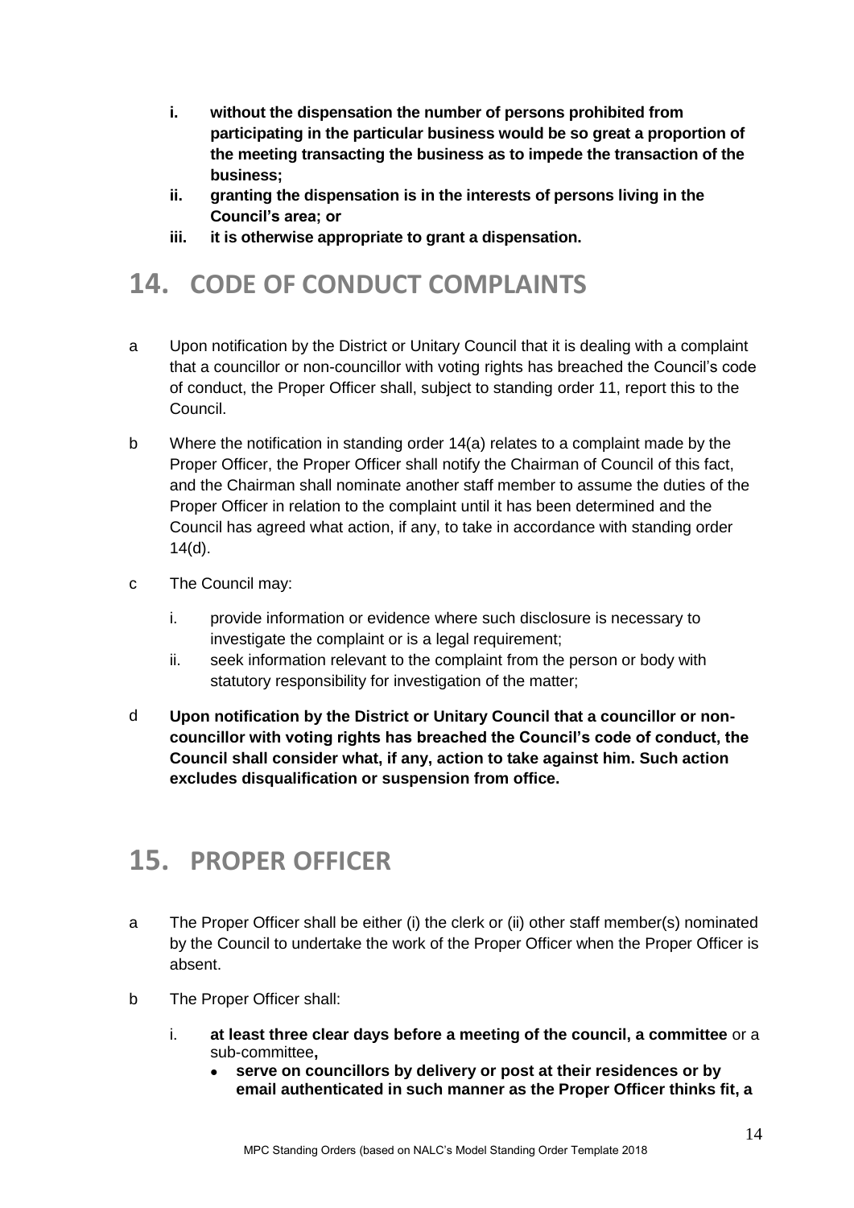- **i. without the dispensation the number of persons prohibited from participating in the particular business would be so great a proportion of the meeting transacting the business as to impede the transaction of the business;**
- **ii. granting the dispensation is in the interests of persons living in the Council's area; or**
- **iii. it is otherwise appropriate to grant a dispensation.**

# 14. CODE OF CONDUCT COMPLAINTS

a Upon notification by the District or Unitary Council that it is dealing with a complaint that a councillor or non-councillor with voting rights has breached the Council's code of conduct, the Proper Officer shall, subject to standing order 11, report this to the Council.

b Where the notification in standing order 14(a) relates to a complaint made by the Proper Officer, the Proper Officer shall notify the Chairman of Council of this fact, and the Chairman shall nominate another staff member to assume the duties of the Proper Officer in relation to the complaint until it has been determined and the Council has agreed what action, if any, to take in accordance with standing order 14(d).

c The Council may:

i. provide information or evidence where such disclosure is necessary to investigate the complaint or is a legal requirement;

ii. seek information relevant to the complaint from the person or body with statutory responsibility for investigation of the matter;

d **Upon notification by the District or Unitary Council that a councillor or non-councillor with voting rights has breached the Council's code of conduct, the Council shall consider what, if any, action to take against him. Such action excludes disqualification or suspension from office.**

# 15. PROPER OFFICER

a The Proper Officer shall be either (i) the clerk or (ii) other staff member(s) nominated by the Council to undertake the work of the Proper Officer when the Proper Officer is absent.

b The Proper Officer shall:

i. **at least three clear days before a meeting of the council, a committee** or a sub-committee**,**

- **serve on councillors by delivery or post at their residences or by email authenticated in such manner as the Proper Officer thinks fit, a**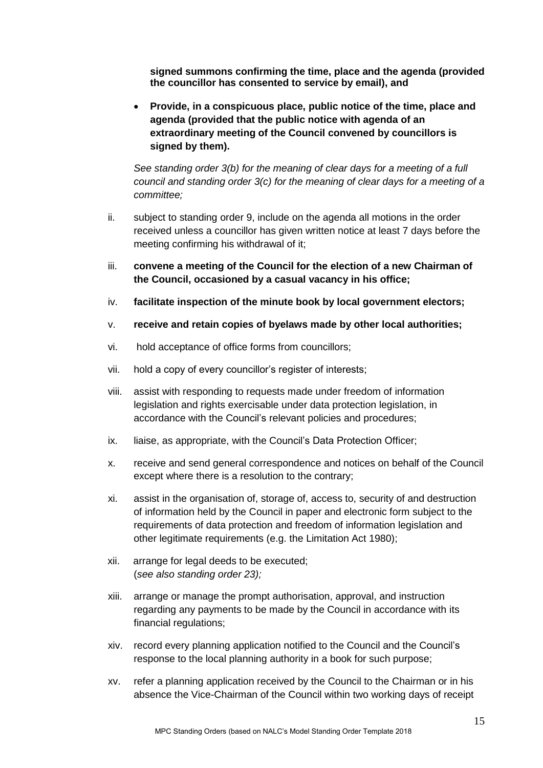**signed summons confirming the time, place and the agenda (provided the councillor has consented to service by email), and**

- **Provide, in a conspicuous place, public notice of the time, place and agenda (provided that the public notice with agenda of an extraordinary meeting of the Council convened by councillors is signed by them).**

*See standing order 3(b) for the meaning of clear days for a meeting of a full council and standing order 3(c) for the meaning of clear days for a meeting of a committee;*

ii. subject to standing order 9, include on the agenda all motions in the order received unless a councillor has given written notice at least 7 days before the meeting confirming his withdrawal of it;

iii. **convene a meeting of the Council for the election of a new Chairman of the Council, occasioned by a casual vacancy in his office;**

iv. **facilitate inspection of the minute book by local government electors;**

v. **receive and retain copies of byelaws made by other local authorities;**

vi. hold acceptance of office forms from councillors;

vii. hold a copy of every councillor's register of interests;

viii. assist with responding to requests made under freedom of information legislation and rights exercisable under data protection legislation, in accordance with the Council's relevant policies and procedures;

ix. liaise, as appropriate, with the Council's Data Protection Officer;

x. receive and send general correspondence and notices on behalf of the Council except where there is a resolution to the contrary;

xi. assist in the organisation of, storage of, access to, security of and destruction of information held by the Council in paper and electronic form subject to the requirements of data protection and freedom of information legislation and other legitimate requirements (e.g. the Limitation Act 1980);

xii. arrange for legal deeds to be executed;
(*see also standing order 23);*

xiii. arrange or manage the prompt authorisation, approval, and instruction regarding any payments to be made by the Council in accordance with its financial regulations;

xiv. record every planning application notified to the Council and the Council's response to the local planning authority in a book for such purpose;

xv. refer a planning application received by the Council to the Chairman or in his absence the Vice-Chairman of the Council within two working days of receipt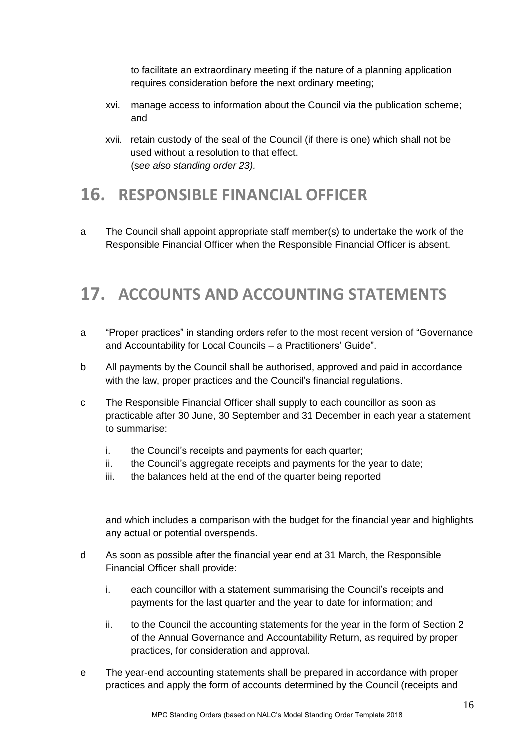to facilitate an extraordinary meeting if the nature of a planning application requires consideration before the next ordinary meeting;

xvi. manage access to information about the Council via the publication scheme; and

xvii. retain custody of the seal of the Council (if there is one) which shall not be used without a resolution to that effect. (*see also standing order 23).*

## 16. RESPONSIBLE FINANCIAL OFFICER

a The Council shall appoint appropriate staff member(s) to undertake the work of the Responsible Financial Officer when the Responsible Financial Officer is absent.

## 17. ACCOUNTS AND ACCOUNTING STATEMENTS

a "Proper practices" in standing orders refer to the most recent version of "Governance and Accountability for Local Councils – a Practitioners' Guide".

b All payments by the Council shall be authorised, approved and paid in accordance with the law, proper practices and the Council's financial regulations.

c The Responsible Financial Officer shall supply to each councillor as soon as practicable after 30 June, 30 September and 31 December in each year a statement to summarise:

i. the Council's receipts and payments for each quarter;
ii. the Council's aggregate receipts and payments for the year to date;
iii. the balances held at the end of the quarter being reported

and which includes a comparison with the budget for the financial year and highlights any actual or potential overspends.

d As soon as possible after the financial year end at 31 March, the Responsible Financial Officer shall provide:

i. each councillor with a statement summarising the Council's receipts and payments for the last quarter and the year to date for information; and

ii. to the Council the accounting statements for the year in the form of Section 2 of the Annual Governance and Accountability Return, as required by proper practices, for consideration and approval.

e The year-end accounting statements shall be prepared in accordance with proper practices and apply the form of accounts determined by the Council (receipts and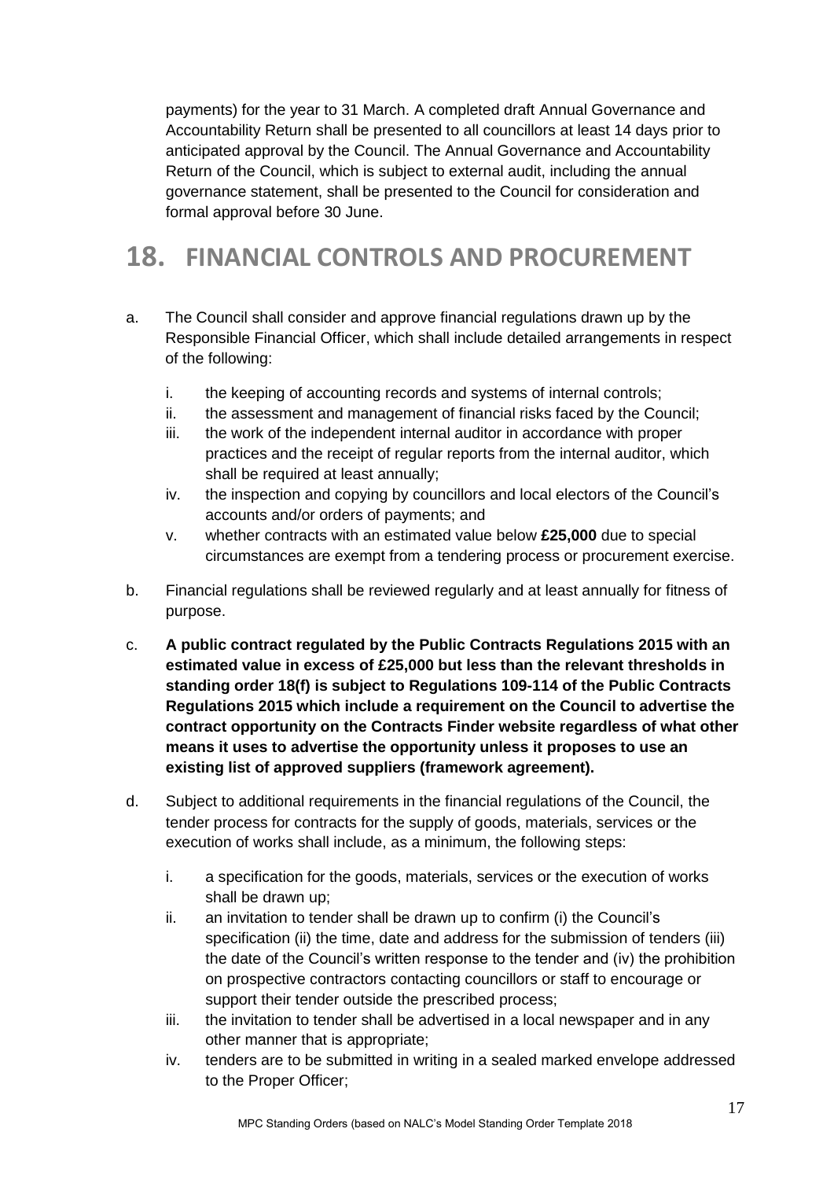payments) for the year to 31 March. A completed draft Annual Governance and Accountability Return shall be presented to all councillors at least 14 days prior to anticipated approval by the Council. The Annual Governance and Accountability Return of the Council, which is subject to external audit, including the annual governance statement, shall be presented to the Council for consideration and formal approval before 30 June.

# 18. FINANCIAL CONTROLS AND PROCUREMENT

a. The Council shall consider and approve financial regulations drawn up by the Responsible Financial Officer, which shall include detailed arrangements in respect of the following:

   i. the keeping of accounting records and systems of internal controls;
   ii. the assessment and management of financial risks faced by the Council;
   iii. the work of the independent internal auditor in accordance with proper practices and the receipt of regular reports from the internal auditor, which shall be required at least annually;
   iv. the inspection and copying by councillors and local electors of the Council's accounts and/or orders of payments; and
   v. whether contracts with an estimated value below **£25,000** due to special circumstances are exempt from a tendering process or procurement exercise.

b. Financial regulations shall be reviewed regularly and at least annually for fitness of purpose.

c. **A public contract regulated by the Public Contracts Regulations 2015 with an estimated value in excess of £25,000 but less than the relevant thresholds in standing order 18(f) is subject to Regulations 109-114 of the Public Contracts Regulations 2015 which include a requirement on the Council to advertise the contract opportunity on the Contracts Finder website regardless of what other means it uses to advertise the opportunity unless it proposes to use an existing list of approved suppliers (framework agreement).**

d. Subject to additional requirements in the financial regulations of the Council, the tender process for contracts for the supply of goods, materials, services or the execution of works shall include, as a minimum, the following steps:

   i. a specification for the goods, materials, services or the execution of works shall be drawn up;
   ii. an invitation to tender shall be drawn up to confirm (i) the Council's specification (ii) the time, date and address for the submission of tenders (iii) the date of the Council's written response to the tender and (iv) the prohibition on prospective contractors contacting councillors or staff to encourage or support their tender outside the prescribed process;
   iii. the invitation to tender shall be advertised in a local newspaper and in any other manner that is appropriate;
   iv. tenders are to be submitted in writing in a sealed marked envelope addressed to the Proper Officer;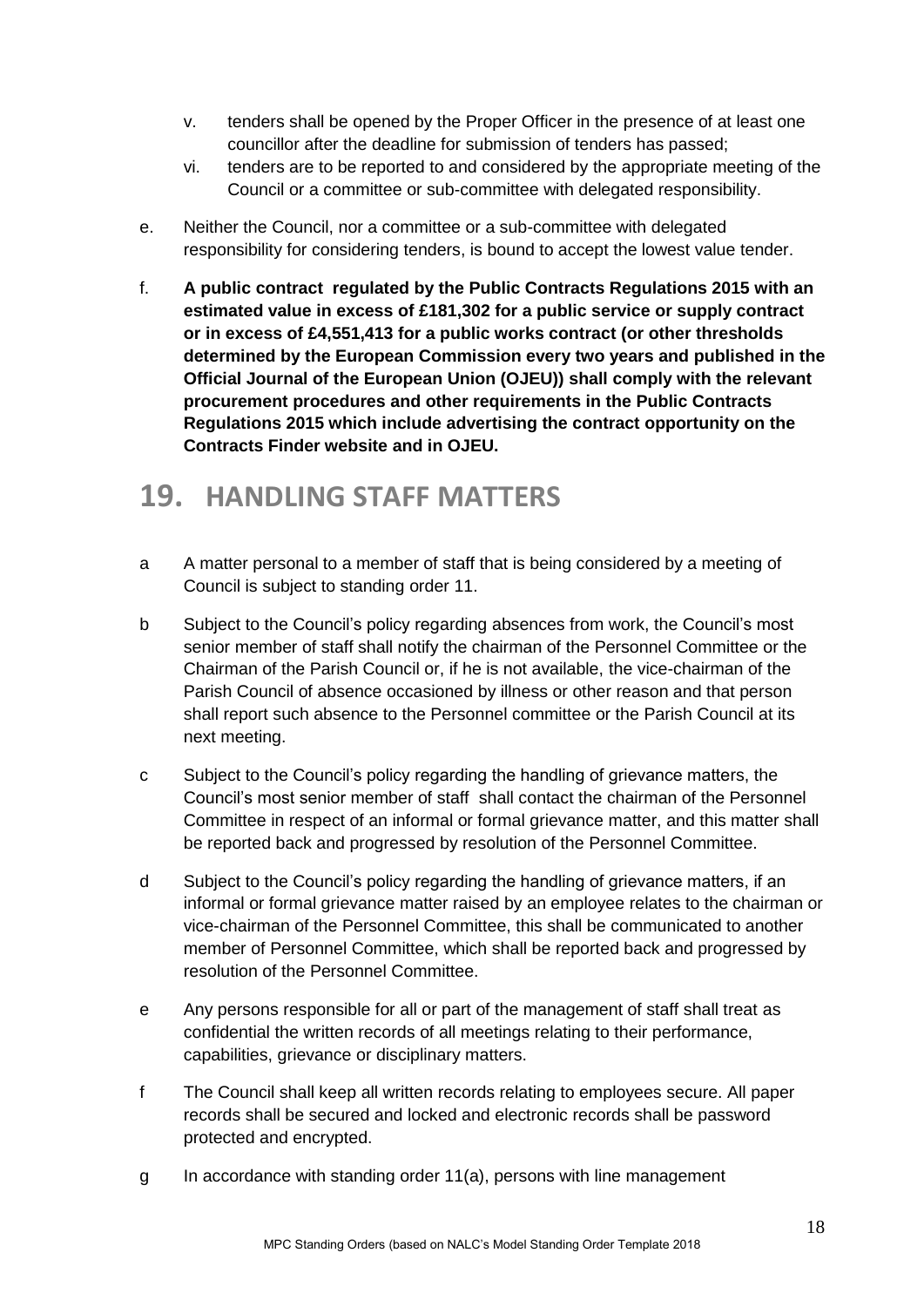v. tenders shall be opened by the Proper Officer in the presence of at least one councillor after the deadline for submission of tenders has passed;

vi. tenders are to be reported to and considered by the appropriate meeting of the Council or a committee or sub-committee with delegated responsibility.

e. Neither the Council, nor a committee or a sub-committee with delegated responsibility for considering tenders, is bound to accept the lowest value tender.

f. **A public contract regulated by the Public Contracts Regulations 2015 with an estimated value in excess of £181,302 for a public service or supply contract or in excess of £4,551,413 for a public works contract (or other thresholds determined by the European Commission every two years and published in the Official Journal of the European Union (OJEU)) shall comply with the relevant procurement procedures and other requirements in the Public Contracts Regulations 2015 which include advertising the contract opportunity on the Contracts Finder website and in OJEU.**

# 19. HANDLING STAFF MATTERS

a A matter personal to a member of staff that is being considered by a meeting of Council is subject to standing order 11.

b Subject to the Council's policy regarding absences from work, the Council's most senior member of staff shall notify the chairman of the Personnel Committee or the Chairman of the Parish Council or, if he is not available, the vice-chairman of the Parish Council of absence occasioned by illness or other reason and that person shall report such absence to the Personnel committee or the Parish Council at its next meeting.

c Subject to the Council's policy regarding the handling of grievance matters, the Council's most senior member of staff shall contact the chairman of the Personnel Committee in respect of an informal or formal grievance matter, and this matter shall be reported back and progressed by resolution of the Personnel Committee.

d Subject to the Council's policy regarding the handling of grievance matters, if an informal or formal grievance matter raised by an employee relates to the chairman or vice-chairman of the Personnel Committee, this shall be communicated to another member of Personnel Committee, which shall be reported back and progressed by resolution of the Personnel Committee.

e Any persons responsible for all or part of the management of staff shall treat as confidential the written records of all meetings relating to their performance, capabilities, grievance or disciplinary matters.

f The Council shall keep all written records relating to employees secure. All paper records shall be secured and locked and electronic records shall be password protected and encrypted.

g In accordance with standing order 11(a), persons with line management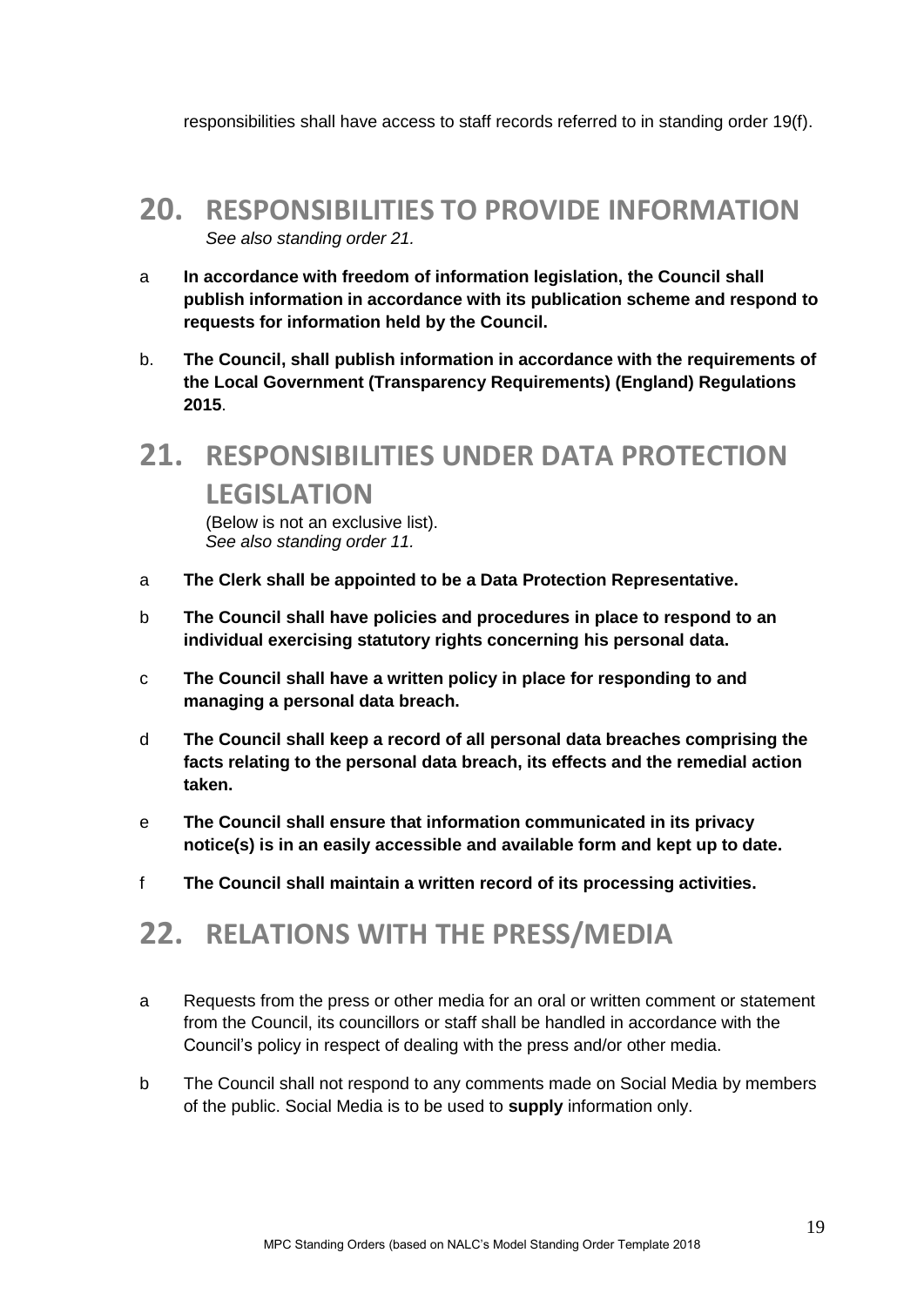responsibilities shall have access to staff records referred to in standing order 19(f).

## 20. RESPONSIBILITIES TO PROVIDE INFORMATION

*See also standing order 21.*

a **In accordance with freedom of information legislation, the Council shall publish information in accordance with its publication scheme and respond to requests for information held by the Council.**

b. **The Council, shall publish information in accordance with the requirements of the Local Government (Transparency Requirements) (England) Regulations 2015**.

## 21. RESPONSIBILITIES UNDER DATA PROTECTION LEGISLATION

(Below is not an exclusive list).
*See also standing order 11.*

a **The Clerk shall be appointed to be a Data Protection Representative.**

b **The Council shall have policies and procedures in place to respond to an individual exercising statutory rights concerning his personal data.**

c **The Council shall have a written policy in place for responding to and managing a personal data breach.**

d **The Council shall keep a record of all personal data breaches comprising the facts relating to the personal data breach, its effects and the remedial action taken.**

e **The Council shall ensure that information communicated in its privacy notice(s) is in an easily accessible and available form and kept up to date.**

f **The Council shall maintain a written record of its processing activities.**

## 22. RELATIONS WITH THE PRESS/MEDIA

a Requests from the press or other media for an oral or written comment or statement from the Council, its councillors or staff shall be handled in accordance with the Council's policy in respect of dealing with the press and/or other media.

b The Council shall not respond to any comments made on Social Media by members of the public. Social Media is to be used to **supply** information only.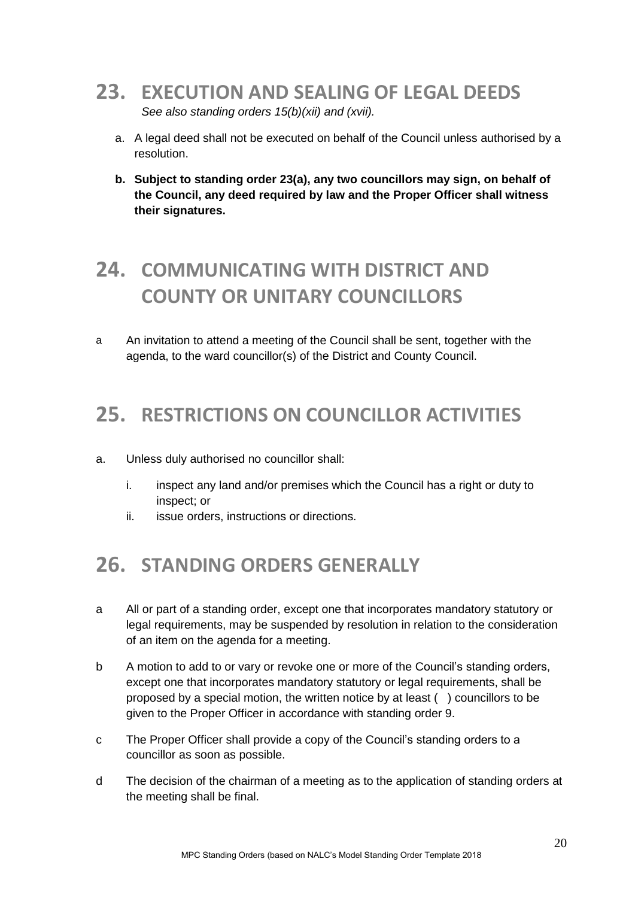## 23. EXECUTION AND SEALING OF LEGAL DEEDS

*See also standing orders 15(b)(xii) and (xvii).*

a. A legal deed shall not be executed on behalf of the Council unless authorised by a resolution.

**b. Subject to standing order 23(a), any two councillors may sign, on behalf of the Council, any deed required by law and the Proper Officer shall witness their signatures.**

## 24. COMMUNICATING WITH DISTRICT AND COUNTY OR UNITARY COUNCILLORS

a An invitation to attend a meeting of the Council shall be sent, together with the agenda, to the ward councillor(s) of the District and County Council.

## 25. RESTRICTIONS ON COUNCILLOR ACTIVITIES

a. Unless duly authorised no councillor shall:

   i. inspect any land and/or premises which the Council has a right or duty to inspect; or
   ii. issue orders, instructions or directions.

## 26. STANDING ORDERS GENERALLY

a All or part of a standing order, except one that incorporates mandatory statutory or legal requirements, may be suspended by resolution in relation to the consideration of an item on the agenda for a meeting.

b A motion to add to or vary or revoke one or more of the Council's standing orders, except one that incorporates mandatory statutory or legal requirements, shall be proposed by a special motion, the written notice by at least (  ) councillors to be given to the Proper Officer in accordance with standing order 9.

c The Proper Officer shall provide a copy of the Council's standing orders to a councillor as soon as possible.

d The decision of the chairman of a meeting as to the application of standing orders at the meeting shall be final.